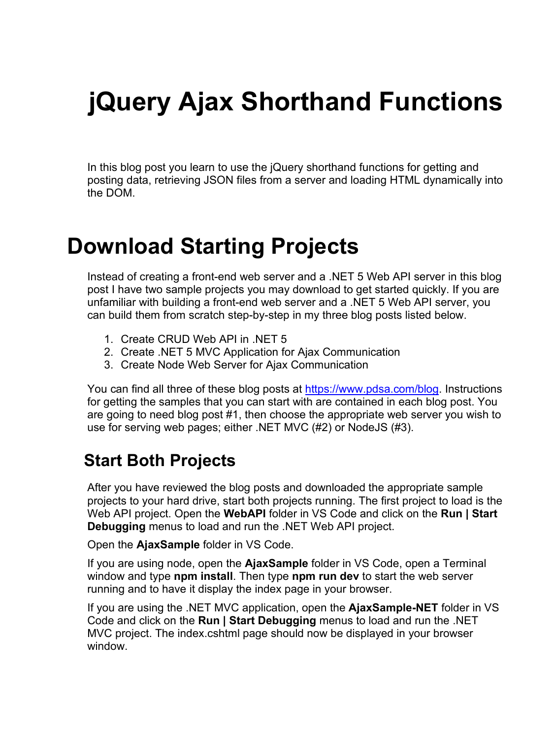# jQuery Ajax Shorthand Functions

In this blog post you learn to use the jQuery shorthand functions for getting and posting data, retrieving JSON files from a server and loading HTML dynamically into the DOM.

# Download Starting Projects

Instead of creating a front-end web server and a .NET 5 Web API server in this blog post I have two sample projects you may download to get started quickly. If you are unfamiliar with building a front-end web server and a .NET 5 Web API server, you can build them from scratch step-by-step in my three blog posts listed below.

1. Create CRUD Web API in .NET 5
2. Create .NET 5 MVC Application for Ajax Communication
3. Create Node Web Server for Ajax Communication

You can find all three of these blog posts at https://www.pdsa.com/blog. Instructions for getting the samples that you can start with are contained in each blog post. You are going to need blog post #1, then choose the appropriate web server you wish to use for serving web pages; either .NET MVC (#2) or NodeJS (#3).

## Start Both Projects

After you have reviewed the blog posts and downloaded the appropriate sample projects to your hard drive, start both projects running. The first project to load is the Web API project. Open the **WebAPI** folder in VS Code and click on the **Run | Start Debugging** menus to load and run the .NET Web API project.

Open the **AjaxSample** folder in VS Code.

If you are using node, open the **AjaxSample** folder in VS Code, open a Terminal window and type **npm install**. Then type **npm run dev** to start the web server running and to have it display the index page in your browser.

If you are using the .NET MVC application, open the **AjaxSample-NET** folder in VS Code and click on the **Run | Start Debugging** menus to load and run the .NET MVC project. The index.cshtml page should now be displayed in your browser window.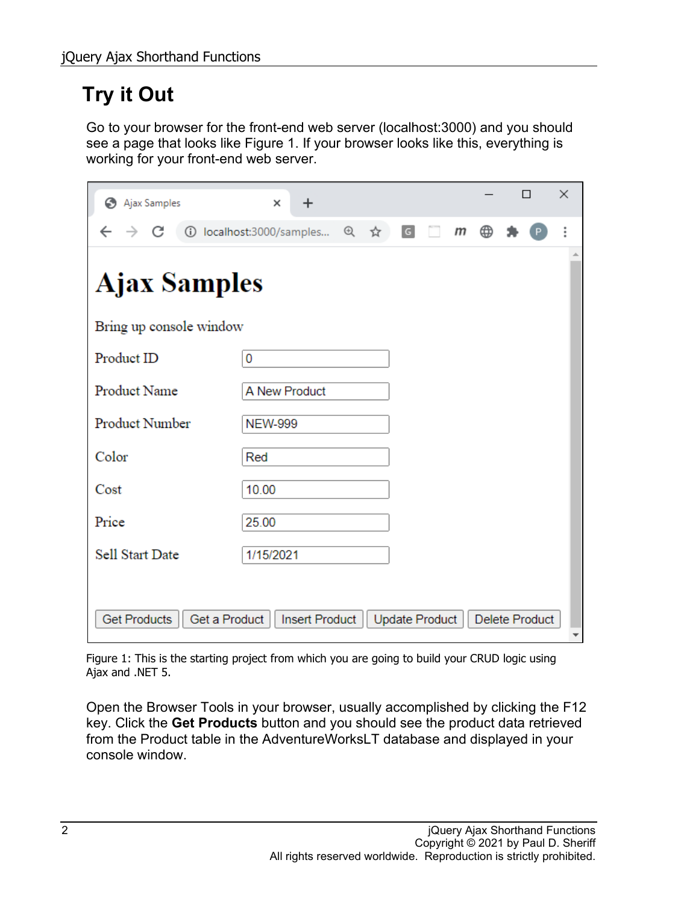## Try it Out

Go to your browser for the front-end web server (localhost:3000) and you should see a page that looks like Figure 1. If your browser looks like this, everything is working for your front-end web server.

Figure 1: This is the starting project from which you are going to build your CRUD logic using Ajax and .NET 5.

Open the Browser Tools in your browser, usually accomplished by clicking the F12 key. Click the **Get Products** button and you should see the product data retrieved from the Product table in the AdventureWorksLT database and displayed in your console window.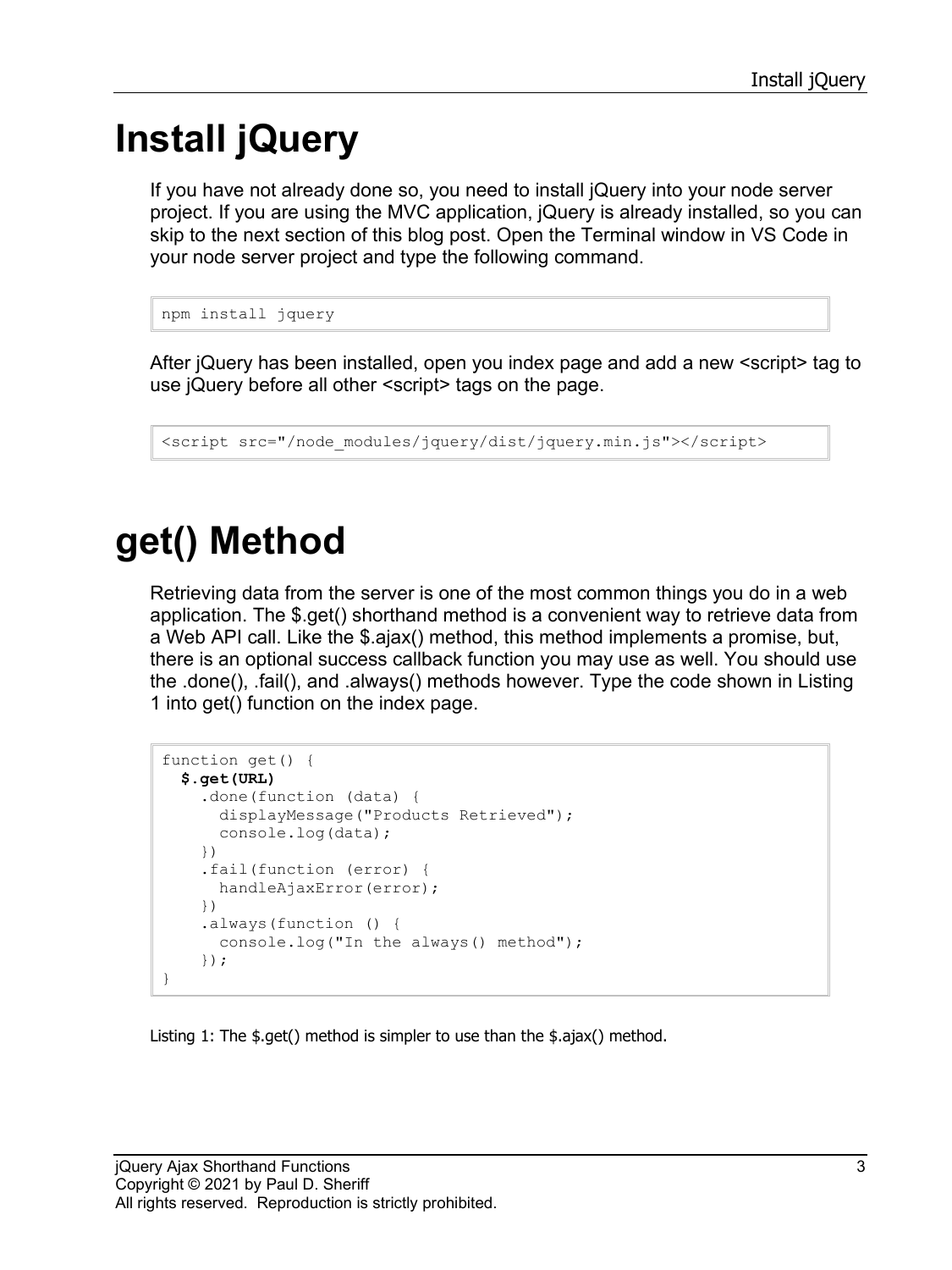# Install jQuery

If you have not already done so, you need to install jQuery into your node server project. If you are using the MVC application, jQuery is already installed, so you can skip to the next section of this blog post. Open the Terminal window in VS Code in your node server project and type the following command.

```
npm install jquery
```

After jQuery has been installed, open you index page and add a new <script> tag to use jQuery before all other <script> tags on the page.

```
<script src="/node_modules/jquery/dist/jquery.min.js"></script>
```

# get() Method

Retrieving data from the server is one of the most common things you do in a web application. The $.get() shorthand method is a convenient way to retrieve data from a Web API call. Like the $.ajax() method, this method implements a promise, but, there is an optional success callback function you may use as well. You should use the .done(), .fail(), and .always() methods however. Type the code shown in Listing 1 into get() function on the index page.

```
function get() {
  $.get(URL)
    .done(function (data) {
      displayMessage("Products Retrieved");
      console.log(data);
    })
    .fail(function (error) {
      handleAjaxError(error);
    })
    .always(function () {
      console.log("In the always() method");
    });
}
```

Listing 1: The $.get() method is simpler to use than the $.ajax() method.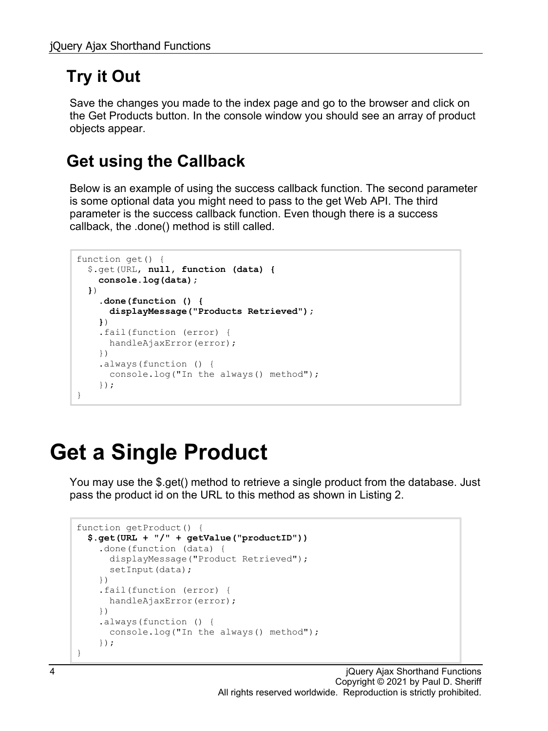## Try it Out

Save the changes you made to the index page and go to the browser and click on the Get Products button. In the console window you should see an array of product objects appear.

## Get using the Callback

Below is an example of using the success callback function. The second parameter is some optional data you might need to pass to the get Web API. The third parameter is the success callback function. Even though there is a success callback, the .done() method is still called.

```
function get() {
  $.get(URL, null, function (data) {
    console.log(data);
  })
    .done(function () {
      displayMessage("Products Retrieved");
    })
    .fail(function (error) {
      handleAjaxError(error);
    })
    .always(function () {
      console.log("In the always() method");
    });
}
```

# Get a Single Product

You may use the $.get() method to retrieve a single product from the database. Just pass the product id on the URL to this method as shown in Listing 2.

```
function getProduct() {
  $.get(URL + "/" + getValue("productID"))
    .done(function (data) {
      displayMessage("Product Retrieved");
      setInput(data);
    })
    .fail(function (error) {
      handleAjaxError(error);
    })
    .always(function () {
      console.log("In the always() method");
    });
}
```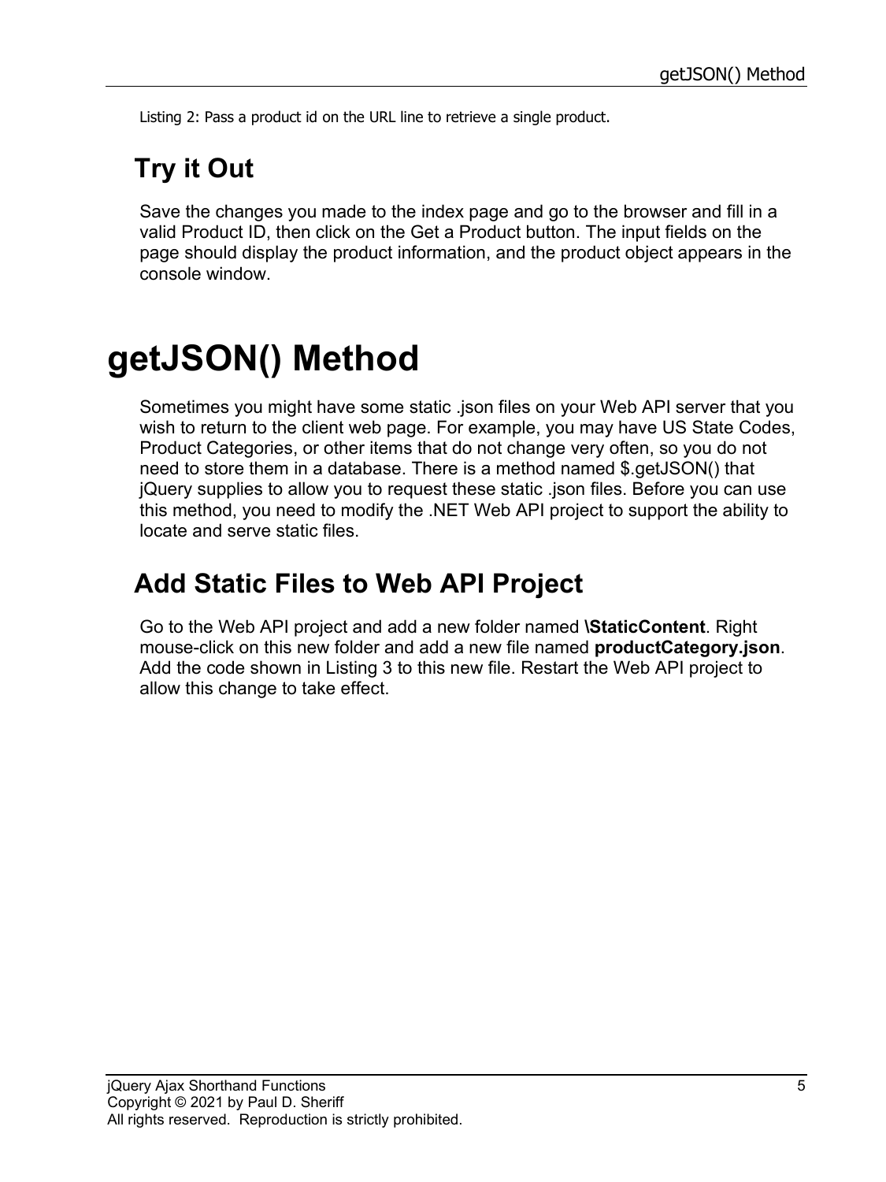Listing 2: Pass a product id on the URL line to retrieve a single product.

## Try it Out

Save the changes you made to the index page and go to the browser and fill in a valid Product ID, then click on the Get a Product button. The input fields on the page should display the product information, and the product object appears in the console window.

# getJSON() Method

Sometimes you might have some static .json files on your Web API server that you wish to return to the client web page. For example, you may have US State Codes, Product Categories, or other items that do not change very often, so you do not need to store them in a database. There is a method named $.getJSON() that jQuery supplies to allow you to request these static .json files. Before you can use this method, you need to modify the .NET Web API project to support the ability to locate and serve static files.

## Add Static Files to Web API Project

Go to the Web API project and add a new folder named **\StaticContent**. Right mouse-click on this new folder and add a new file named **productCategory.json**. Add the code shown in Listing 3 to this new file. Restart the Web API project to allow this change to take effect.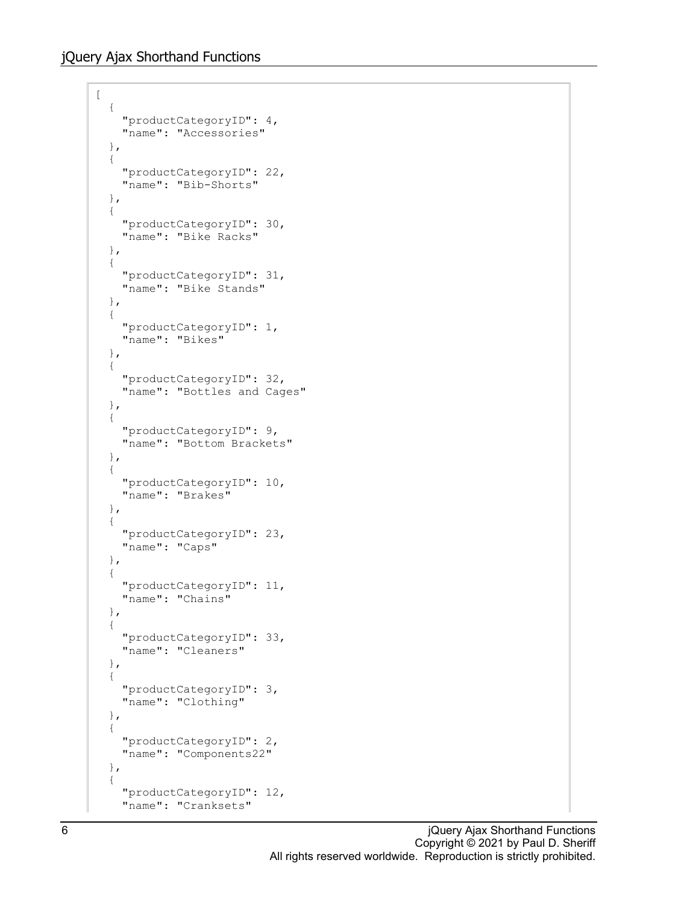```
[
  {
    "productCategoryID": 4,
    "name": "Accessories"
  },
  {
    "productCategoryID": 22,
    "name": "Bib-Shorts"
  },
  {
    "productCategoryID": 30,
    "name": "Bike Racks"
  },
  {
    "productCategoryID": 31,
    "name": "Bike Stands"
  },
  {
    "productCategoryID": 1,
    "name": "Bikes"
  },
  {
    "productCategoryID": 32,
    "name": "Bottles and Cages"
  },
  {
    "productCategoryID": 9,
    "name": "Bottom Brackets"
  },
  {
    "productCategoryID": 10,
    "name": "Brakes"
  },
  {
    "productCategoryID": 23,
    "name": "Caps"
  },
  {
    "productCategoryID": 11,
    "name": "Chains"
  },
  {
    "productCategoryID": 33,
    "name": "Cleaners"
  },
  {
    "productCategoryID": 3,
    "name": "Clothing"
  },
  {
    "productCategoryID": 2,
    "name": "Components22"
  },
  {
    "productCategoryID": 12,
    "name": "Cranksets"
```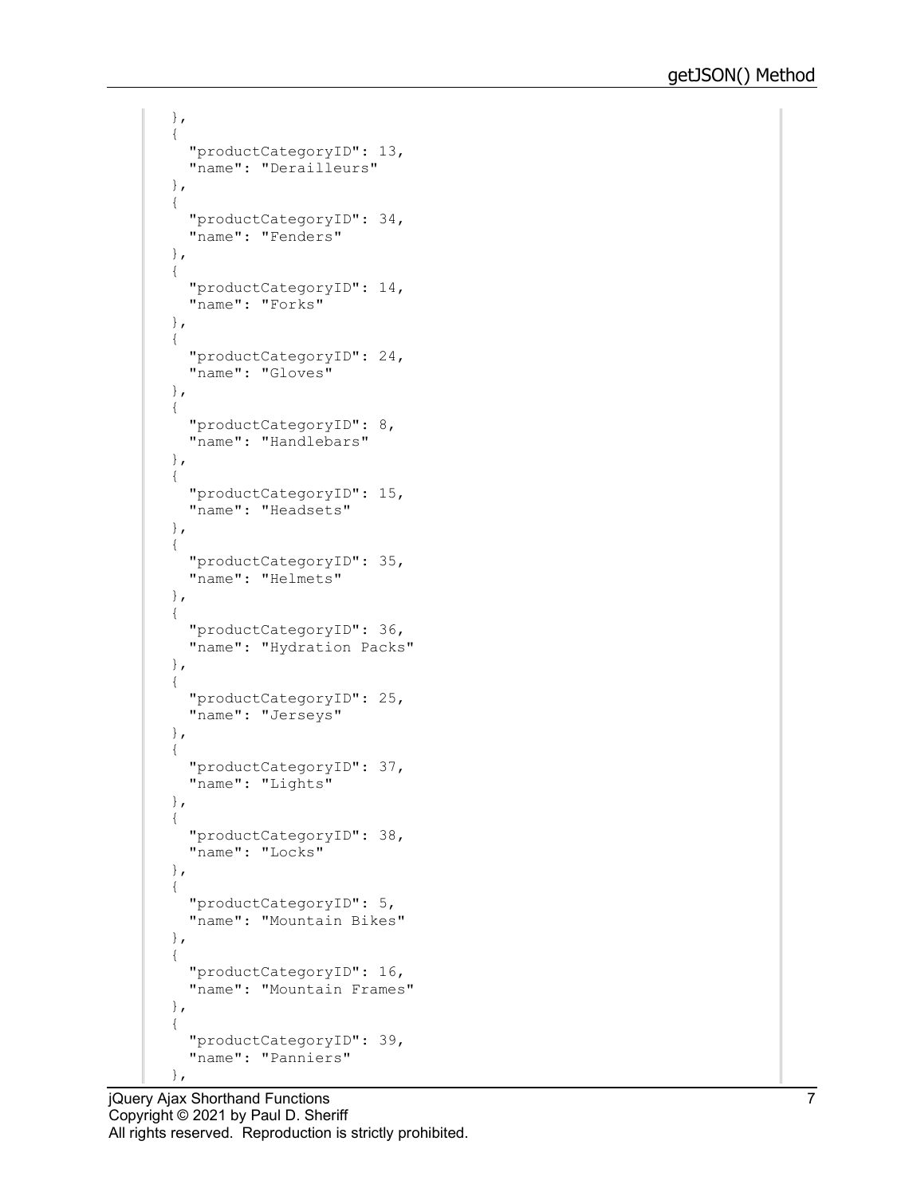```
  },
  {
    "productCategoryID": 13,
    "name": "Derailleurs"
  },
  {
    "productCategoryID": 34,
    "name": "Fenders"
  },
  {
    "productCategoryID": 14,
    "name": "Forks"
  },
  {
    "productCategoryID": 24,
    "name": "Gloves"
  },
  {
    "productCategoryID": 8,
    "name": "Handlebars"
  },
  {
    "productCategoryID": 15,
    "name": "Headsets"
  },
  {
    "productCategoryID": 35,
    "name": "Helmets"
  },
  {
    "productCategoryID": 36,
    "name": "Hydration Packs"
  },
  {
    "productCategoryID": 25,
    "name": "Jerseys"
  },
  {
    "productCategoryID": 37,
    "name": "Lights"
  },
  {
    "productCategoryID": 38,
    "name": "Locks"
  },
  {
    "productCategoryID": 5,
    "name": "Mountain Bikes"
  },
  {
    "productCategoryID": 16,
    "name": "Mountain Frames"
  },
  {
    "productCategoryID": 39,
    "name": "Panniers"
  },
```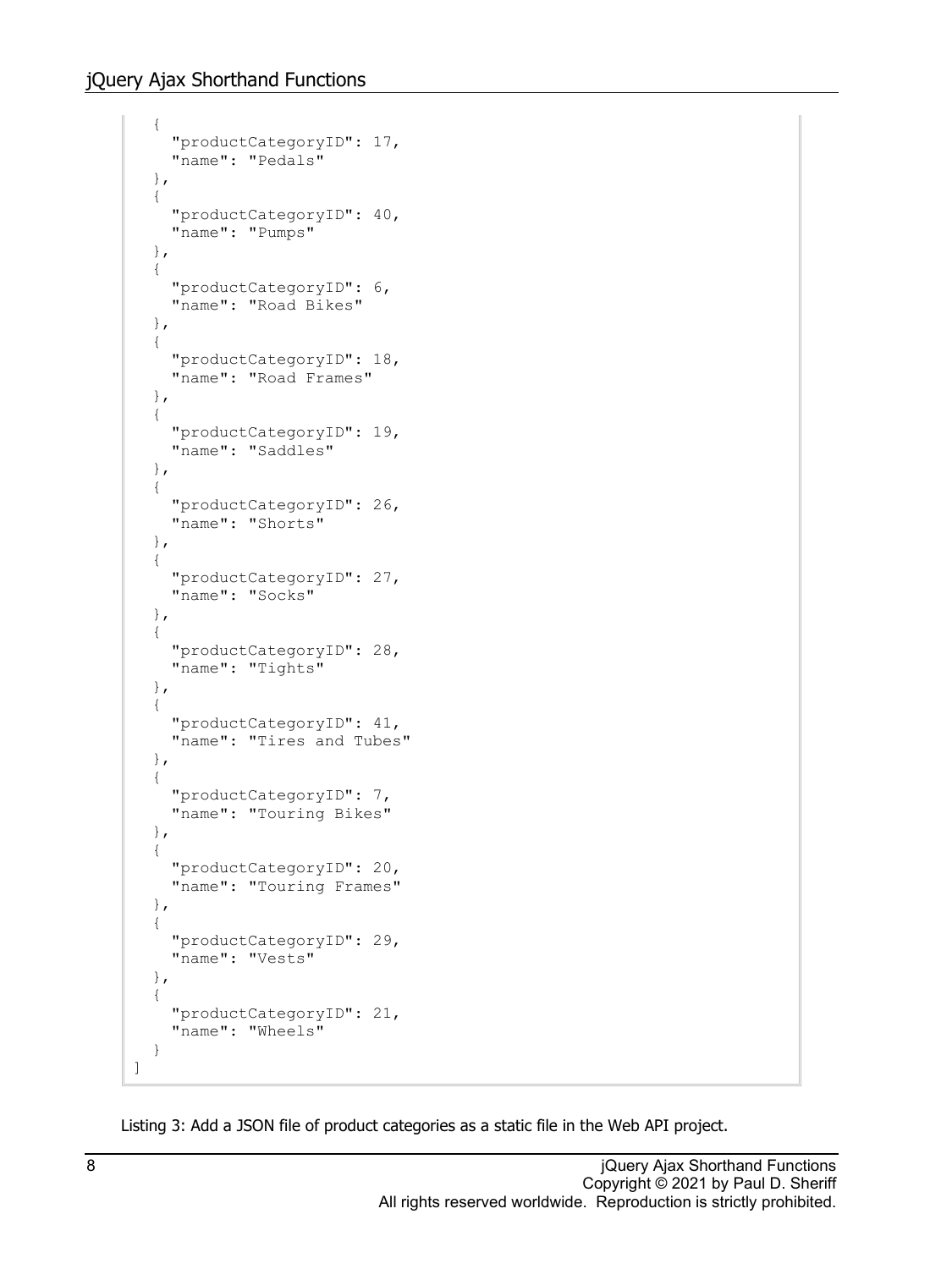```
  {
    "productCategoryID": 17,
    "name": "Pedals"
  },
  {
    "productCategoryID": 40,
    "name": "Pumps"
  },
  {
    "productCategoryID": 6,
    "name": "Road Bikes"
  },
  {
    "productCategoryID": 18,
    "name": "Road Frames"
  },
  {
    "productCategoryID": 19,
    "name": "Saddles"
  },
  {
    "productCategoryID": 26,
    "name": "Shorts"
  },
  {
    "productCategoryID": 27,
    "name": "Socks"
  },
  {
    "productCategoryID": 28,
    "name": "Tights"
  },
  {
    "productCategoryID": 41,
    "name": "Tires and Tubes"
  },
  {
    "productCategoryID": 7,
    "name": "Touring Bikes"
  },
  {
    "productCategoryID": 20,
    "name": "Touring Frames"
  },
  {
    "productCategoryID": 29,
    "name": "Vests"
  },
  {
    "productCategoryID": 21,
    "name": "Wheels"
  }
]
```

Listing 3: Add a JSON file of product categories as a static file in the Web API project.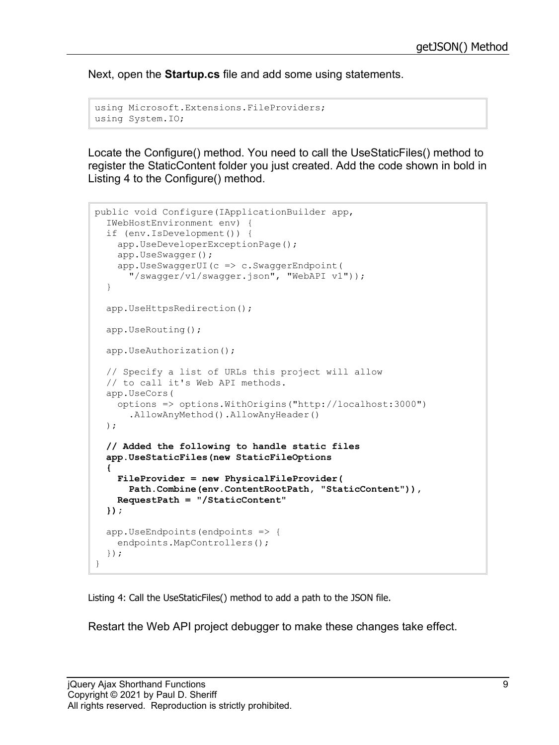Next, open the **Startup.cs** file and add some using statements.

```
using Microsoft.Extensions.FileProviders;
using System.IO;
```

Locate the Configure() method. You need to call the UseStaticFiles() method to register the StaticContent folder you just created. Add the code shown in bold in Listing 4 to the Configure() method.

```
public void Configure(IApplicationBuilder app,
  IWebHostEnvironment env) {
  if (env.IsDevelopment()) {
    app.UseDeveloperExceptionPage();
    app.UseSwagger();
    app.UseSwaggerUI(c => c.SwaggerEndpoint(
      "/swagger/v1/swagger.json", "WebAPI v1"));
  }

  app.UseHttpsRedirection();

  app.UseRouting();

  app.UseAuthorization();

  // Specify a list of URLs this project will allow
  // to call it's Web API methods.
  app.UseCors(
    options => options.WithOrigins("http://localhost:3000")
      .AllowAnyMethod().AllowAnyHeader()
  );

  // Added the following to handle static files
  app.UseStaticFiles(new StaticFileOptions
  {
    FileProvider = new PhysicalFileProvider(
      Path.Combine(env.ContentRootPath, "StaticContent")),
    RequestPath = "/StaticContent"
  });

  app.UseEndpoints(endpoints => {
    endpoints.MapControllers();
  });
}
```

Listing 4: Call the UseStaticFiles() method to add a path to the JSON file.

Restart the Web API project debugger to make these changes take effect.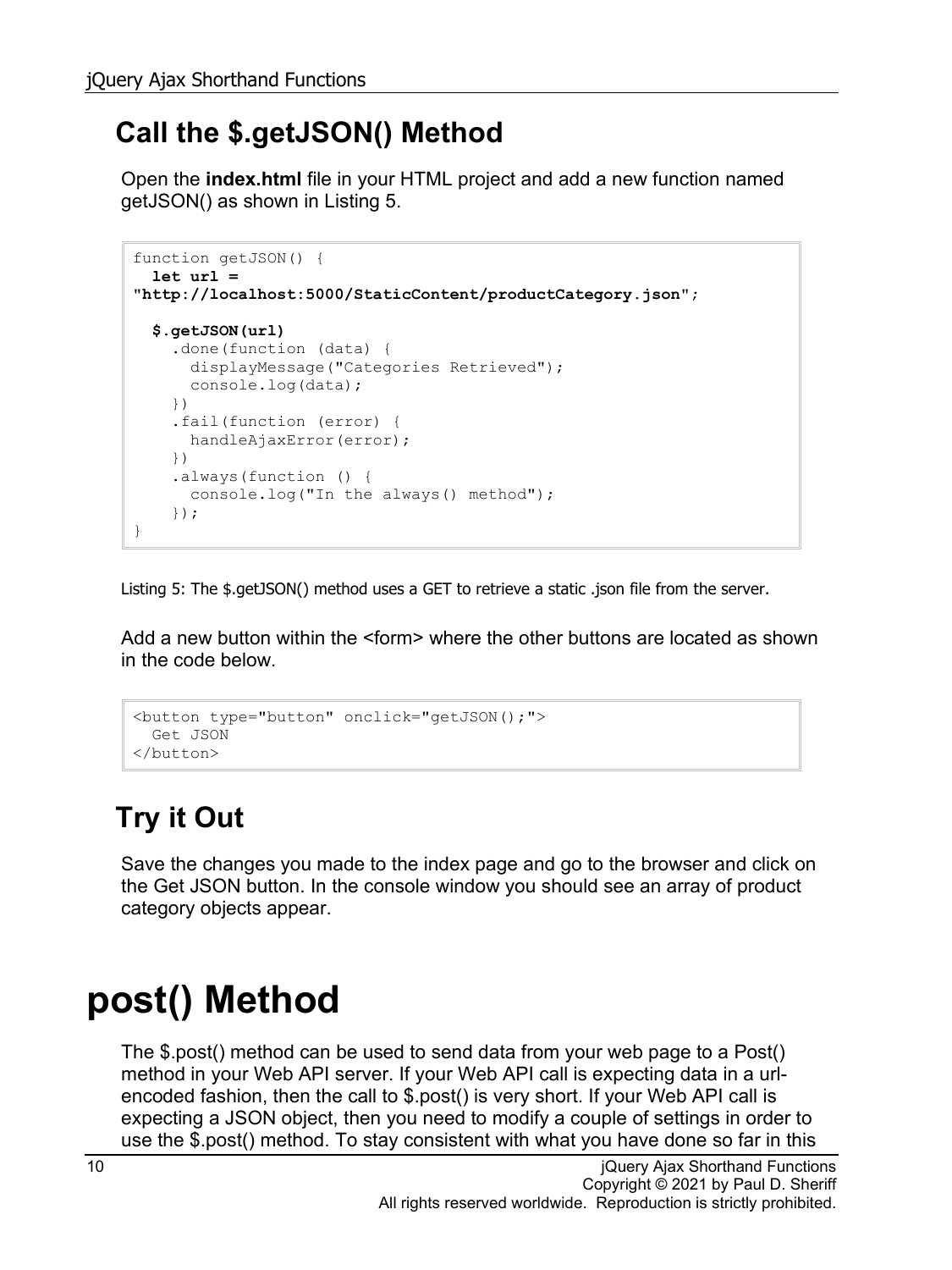## Call the $.getJSON() Method

Open the **index.html** file in your HTML project and add a new function named getJSON() as shown in Listing 5.

```
function getJSON() {
  let url =
"http://localhost:5000/StaticContent/productCategory.json";

  $.getJSON(url)
    .done(function (data) {
      displayMessage("Categories Retrieved");
      console.log(data);
    })
    .fail(function (error) {
      handleAjaxError(error);
    })
    .always(function () {
      console.log("In the always() method");
    });
}
```

Listing 5: The $.getJSON() method uses a GET to retrieve a static .json file from the server.

Add a new button within the <form> where the other buttons are located as shown in the code below.

```
<button type="button" onclick="getJSON();">
  Get JSON
</button>
```

## Try it Out

Save the changes you made to the index page and go to the browser and click on the Get JSON button. In the console window you should see an array of product category objects appear.

# post() Method

The $.post() method can be used to send data from your web page to a Post() method in your Web API server. If your Web API call is expecting data in a url-encoded fashion, then the call to $.post() is very short. If your Web API call is expecting a JSON object, then you need to modify a couple of settings in order to use the $.post() method. To stay consistent with what you have done so far in this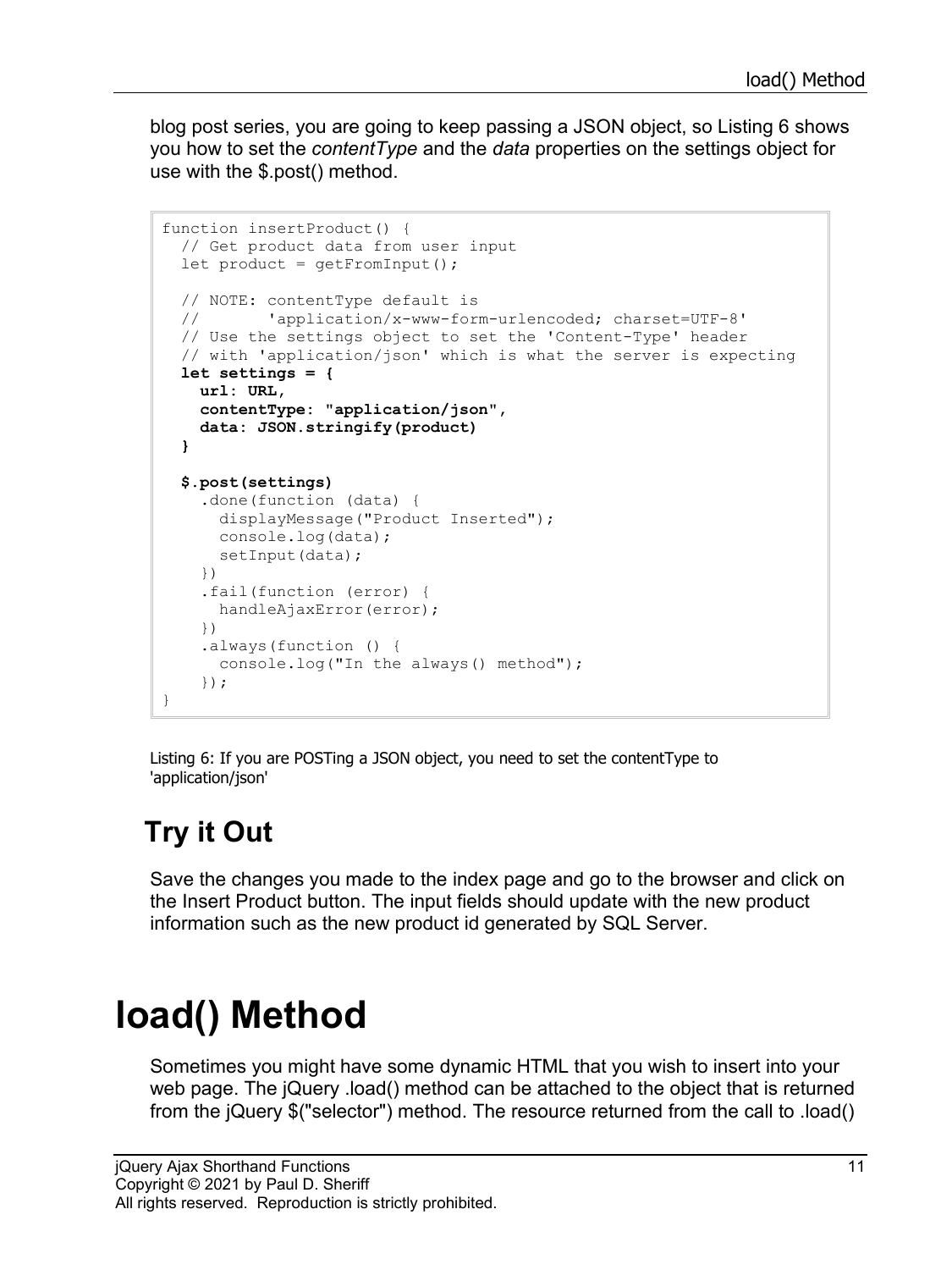blog post series, you are going to keep passing a JSON object, so Listing 6 shows you how to set the *contentType* and the *data* properties on the settings object for use with the $.post() method.

```
function insertProduct() {
  // Get product data from user input
  let product = getFromInput();

  // NOTE: contentType default is
  //       'application/x-www-form-urlencoded; charset=UTF-8'
  // Use the settings object to set the 'Content-Type' header
  // with 'application/json' which is what the server is expecting
  let settings = {
    url: URL,
    contentType: "application/json",
    data: JSON.stringify(product)
  }

  $.post(settings)
    .done(function (data) {
      displayMessage("Product Inserted");
      console.log(data);
      setInput(data);
    })
    .fail(function (error) {
      handleAjaxError(error);
    })
    .always(function () {
      console.log("In the always() method");
    });
}
```

Listing 6: If you are POSTing a JSON object, you need to set the contentType to 'application/json'

## Try it Out

Save the changes you made to the index page and go to the browser and click on the Insert Product button. The input fields should update with the new product information such as the new product id generated by SQL Server.

# load() Method

Sometimes you might have some dynamic HTML that you wish to insert into your web page. The jQuery .load() method can be attached to the object that is returned from the jQuery $("selector") method. The resource returned from the call to .load()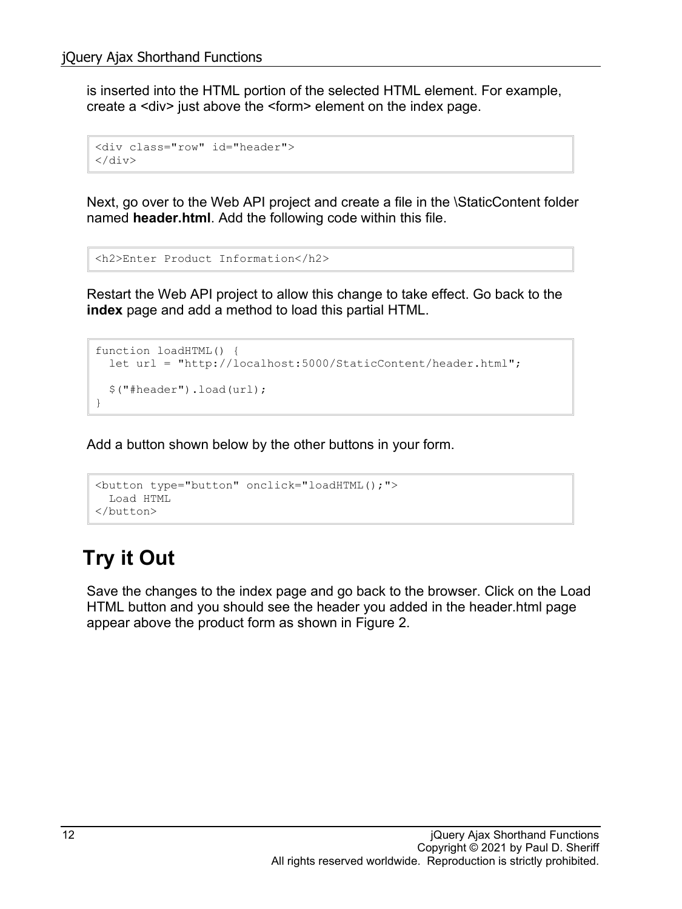is inserted into the HTML portion of the selected HTML element. For example, create a <div> just above the <form> element on the index page.

```
<div class="row" id="header">
</div>
```

Next, go over to the Web API project and create a file in the \StaticContent folder named **header.html**. Add the following code within this file.

```
<h2>Enter Product Information</h2>
```

Restart the Web API project to allow this change to take effect. Go back to the **index** page and add a method to load this partial HTML.

```
function loadHTML() {
  let url = "http://localhost:5000/StaticContent/header.html";

  $("#header").load(url);
}
```

Add a button shown below by the other buttons in your form.

```
<button type="button" onclick="loadHTML();">
  Load HTML
</button>
```

## Try it Out

Save the changes to the index page and go back to the browser. Click on the Load HTML button and you should see the header you added in the header.html page appear above the product form as shown in Figure 2.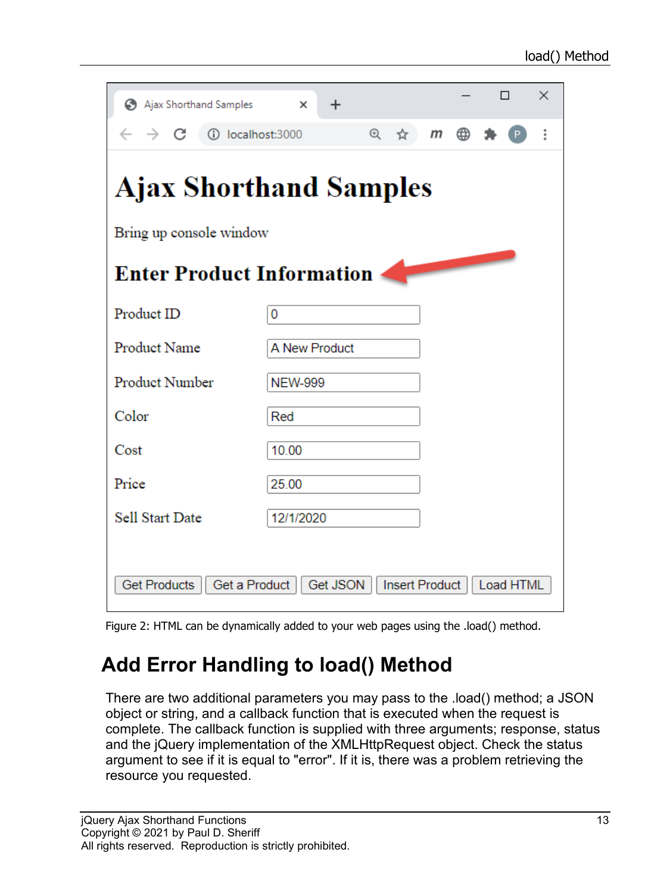Figure 2: HTML can be dynamically added to your web pages using the .load() method.

## Add Error Handling to load() Method

There are two additional parameters you may pass to the .load() method; a JSON object or string, and a callback function that is executed when the request is complete. The callback function is supplied with three arguments; response, status and the jQuery implementation of the XMLHttpRequest object. Check the status argument to see if it is equal to "error". If it is, there was a problem retrieving the resource you requested.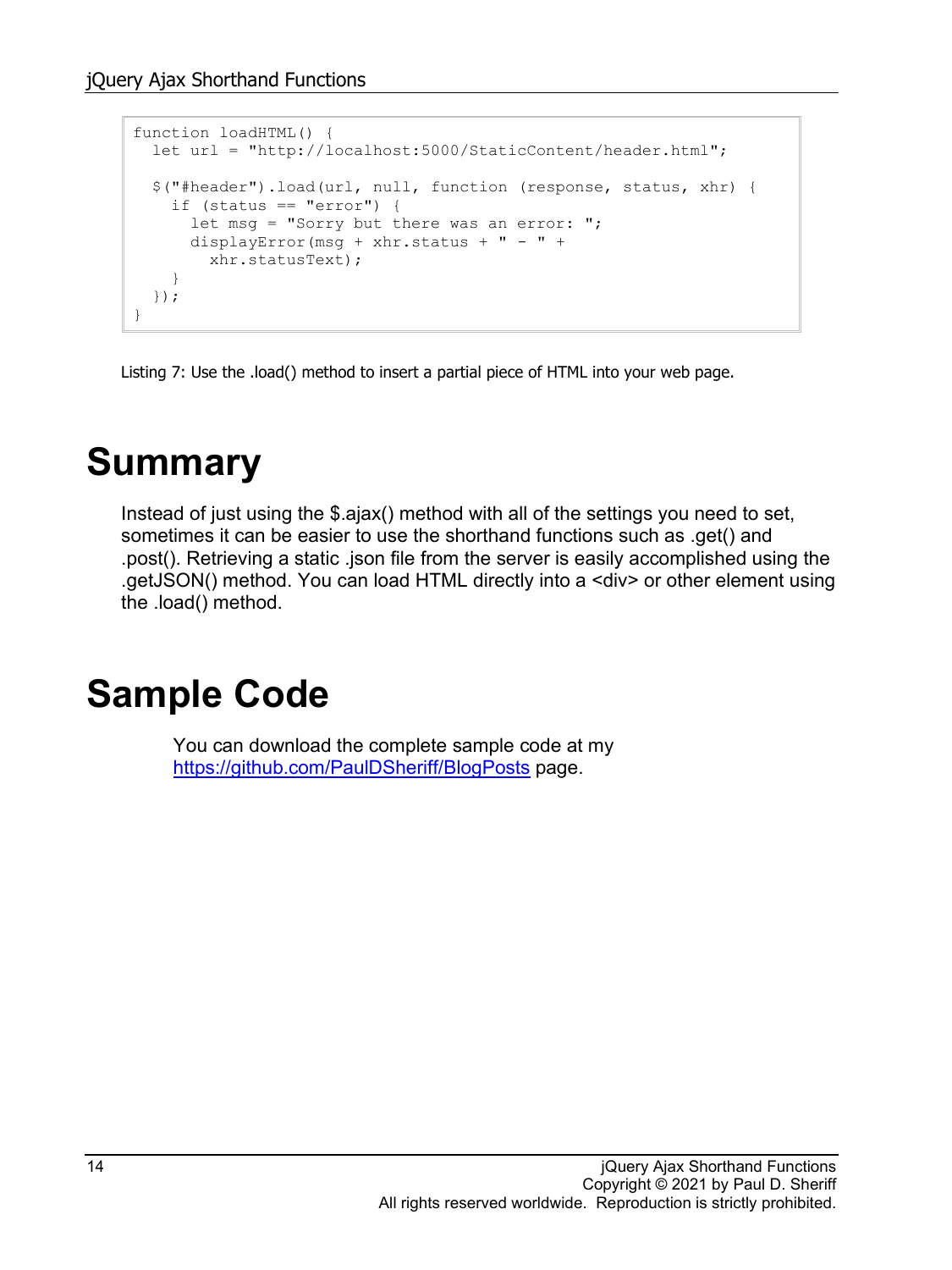```
function loadHTML() {
  let url = "http://localhost:5000/StaticContent/header.html";

  $("#header").load(url, null, function (response, status, xhr) {
    if (status == "error") {
      let msg = "Sorry but there was an error: ";
      displayError(msg + xhr.status + " - " +
        xhr.statusText);
    }
  });
}
```

Listing 7: Use the .load() method to insert a partial piece of HTML into your web page.

# Summary

Instead of just using the $.ajax() method with all of the settings you need to set, sometimes it can be easier to use the shorthand functions such as .get() and .post(). Retrieving a static .json file from the server is easily accomplished using the .getJSON() method. You can load HTML directly into a <div> or other element using the .load() method.

# Sample Code

You can download the complete sample code at my [https://github.com/PaulDSheriff/BlogPosts](https://github.com/PaulDSheriff/BlogPosts) page.